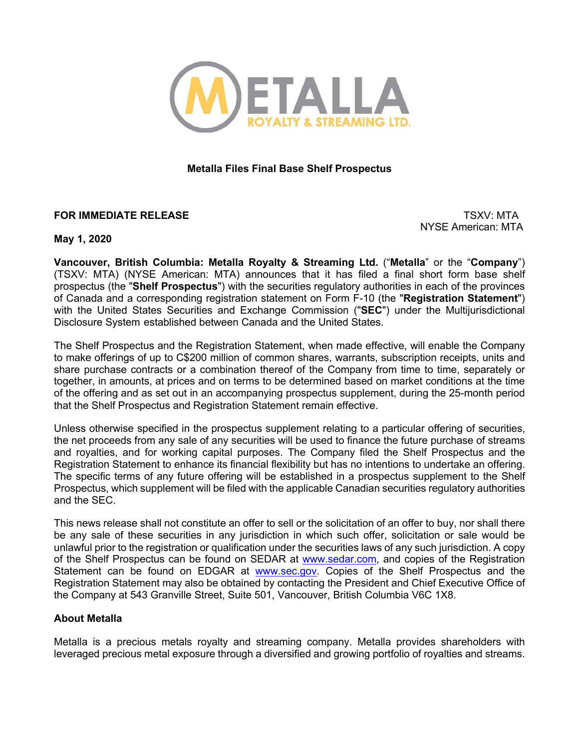# Metalla Files Final Base Shelf Prospectus

**FOR IMMEDIATE RELEASE**

TSXV: MTA
NYSE American: MTA

**May 1, 2020**

**Vancouver, British Columbia: Metalla Royalty & Streaming Ltd.** ("**Metalla**" or the "**Company**") (TSXV: MTA) (NYSE American: MTA) announces that it has filed a final short form base shelf prospectus (the "**Shelf Prospectus**") with the securities regulatory authorities in each of the provinces of Canada and a corresponding registration statement on Form F-10 (the "**Registration Statement**") with the United States Securities and Exchange Commission ("**SEC**") under the Multijurisdictional Disclosure System established between Canada and the United States.

The Shelf Prospectus and the Registration Statement, when made effective, will enable the Company to make offerings of up to C$200 million of common shares, warrants, subscription receipts, units and share purchase contracts or a combination thereof of the Company from time to time, separately or together, in amounts, at prices and on terms to be determined based on market conditions at the time of the offering and as set out in an accompanying prospectus supplement, during the 25-month period that the Shelf Prospectus and Registration Statement remain effective.

Unless otherwise specified in the prospectus supplement relating to a particular offering of securities, the net proceeds from any sale of any securities will be used to finance the future purchase of streams and royalties, and for working capital purposes. The Company filed the Shelf Prospectus and the Registration Statement to enhance its financial flexibility but has no intentions to undertake an offering. The specific terms of any future offering will be established in a prospectus supplement to the Shelf Prospectus, which supplement will be filed with the applicable Canadian securities regulatory authorities and the SEC.

This news release shall not constitute an offer to sell or the solicitation of an offer to buy, nor shall there be any sale of these securities in any jurisdiction in which such offer, solicitation or sale would be unlawful prior to the registration or qualification under the securities laws of any such jurisdiction. A copy of the Shelf Prospectus can be found on SEDAR at www.sedar.com, and copies of the Registration Statement can be found on EDGAR at www.sec.gov. Copies of the Shelf Prospectus and the Registration Statement may also be obtained by contacting the President and Chief Executive Office of the Company at 543 Granville Street, Suite 501, Vancouver, British Columbia V6C 1X8.

## About Metalla

Metalla is a precious metals royalty and streaming company. Metalla provides shareholders with leveraged precious metal exposure through a diversified and growing portfolio of royalties and streams.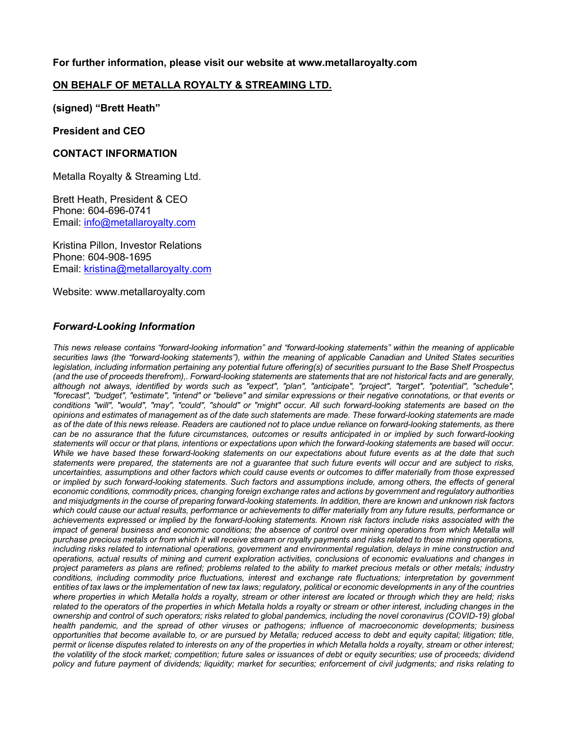**For further information, please visit our website at www.metallaroyalty.com**

**ON BEHALF OF METALLA ROYALTY & STREAMING LTD.**

**(signed) "Brett Heath"**

**President and CEO**

**CONTACT INFORMATION**

Metalla Royalty & Streaming Ltd.

Brett Heath, President & CEO
Phone: 604-696-0741
Email: info@metallaroyalty.com

Kristina Pillon, Investor Relations
Phone: 604-908-1695
Email: kristina@metallaroyalty.com

Website: www.metallaroyalty.com

### *Forward-Looking Information*

*This news release contains "forward-looking information" and "forward-looking statements" within the meaning of applicable securities laws (the "forward-looking statements"), within the meaning of applicable Canadian and United States securities legislation, including information pertaining any potential future offering(s) of securities pursuant to the Base Shelf Prospectus (and the use of proceeds therefrom),. Forward-looking statements are statements that are not historical facts and are generally, although not always, identified by words such as "expect", "plan", "anticipate", "project", "target", "potential", "schedule", "forecast", "budget", "estimate", "intend" or "believe" and similar expressions or their negative connotations, or that events or conditions "will", "would", "may", "could", "should" or "might" occur. All such forward-looking statements are based on the opinions and estimates of management as of the date such statements are made. These forward-looking statements are made as of the date of this news release. Readers are cautioned not to place undue reliance on forward-looking statements, as there can be no assurance that the future circumstances, outcomes or results anticipated in or implied by such forward-looking statements will occur or that plans, intentions or expectations upon which the forward-looking statements are based will occur. While we have based these forward-looking statements on our expectations about future events as at the date that such statements were prepared, the statements are not a guarantee that such future events will occur and are subject to risks, uncertainties, assumptions and other factors which could cause events or outcomes to differ materially from those expressed or implied by such forward-looking statements. Such factors and assumptions include, among others, the effects of general economic conditions, commodity prices, changing foreign exchange rates and actions by government and regulatory authorities and misjudgments in the course of preparing forward-looking statements. In addition, there are known and unknown risk factors which could cause our actual results, performance or achievements to differ materially from any future results, performance or achievements expressed or implied by the forward-looking statements. Known risk factors include risks associated with the impact of general business and economic conditions; the absence of control over mining operations from which Metalla will purchase precious metals or from which it will receive stream or royalty payments and risks related to those mining operations, including risks related to international operations, government and environmental regulation, delays in mine construction and operations, actual results of mining and current exploration activities, conclusions of economic evaluations and changes in project parameters as plans are refined; problems related to the ability to market precious metals or other metals; industry conditions, including commodity price fluctuations, interest and exchange rate fluctuations; interpretation by government entities of tax laws or the implementation of new tax laws; regulatory, political or economic developments in any of the countries where properties in which Metalla holds a royalty, stream or other interest are located or through which they are held; risks related to the operators of the properties in which Metalla holds a royalty or stream or other interest, including changes in the ownership and control of such operators; risks related to global pandemics, including the novel coronavirus (COVID-19) global health pandemic, and the spread of other viruses or pathogens; influence of macroeconomic developments; business opportunities that become available to, or are pursued by Metalla; reduced access to debt and equity capital; litigation; title, permit or license disputes related to interests on any of the properties in which Metalla holds a royalty, stream or other interest; the volatility of the stock market; competition; future sales or issuances of debt or equity securities; use of proceeds; dividend policy and future payment of dividends; liquidity; market for securities; enforcement of civil judgments; and risks relating to*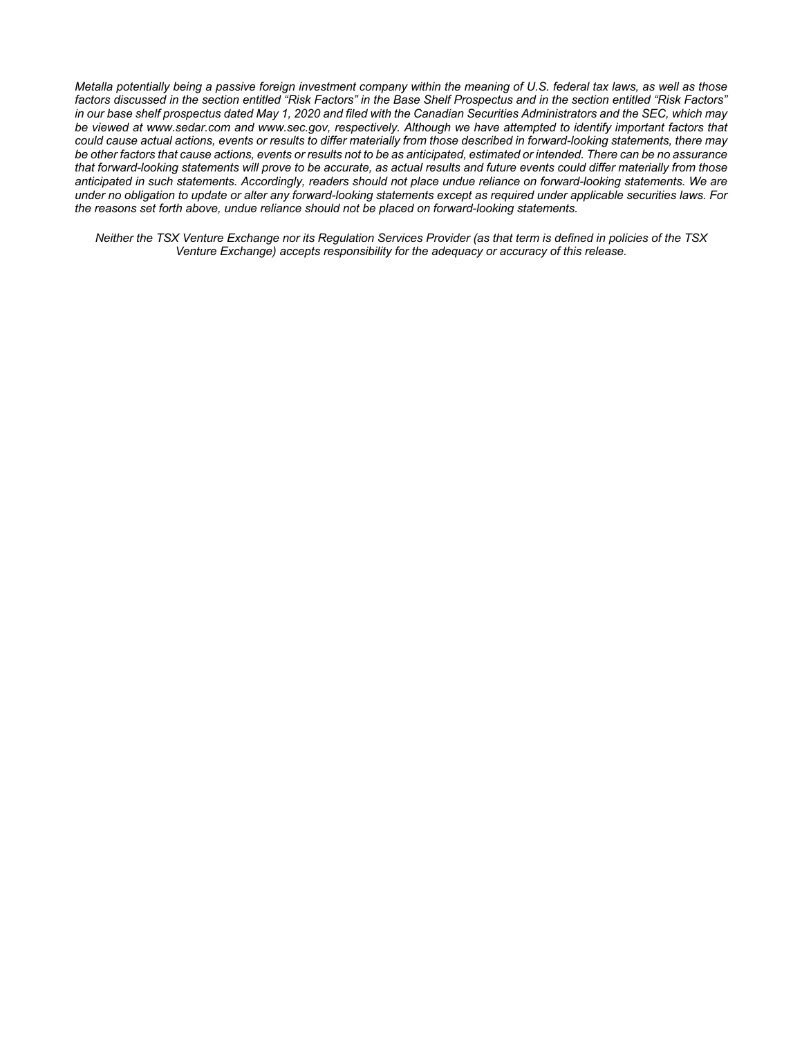*Metalla potentially being a passive foreign investment company within the meaning of U.S. federal tax laws, as well as those factors discussed in the section entitled “Risk Factors” in the Base Shelf Prospectus and in the section entitled “Risk Factors” in our base shelf prospectus dated May 1, 2020 and filed with the Canadian Securities Administrators and the SEC, which may be viewed at www.sedar.com and www.sec.gov, respectively. Although we have attempted to identify important factors that could cause actual actions, events or results to differ materially from those described in forward-looking statements, there may be other factors that cause actions, events or results not to be as anticipated, estimated or intended. There can be no assurance that forward-looking statements will prove to be accurate, as actual results and future events could differ materially from those anticipated in such statements. Accordingly, readers should not place undue reliance on forward-looking statements. We are under no obligation to update or alter any forward-looking statements except as required under applicable securities laws. For the reasons set forth above, undue reliance should not be placed on forward-looking statements.*

*Neither the TSX Venture Exchange nor its Regulation Services Provider (as that term is defined in policies of the TSX Venture Exchange) accepts responsibility for the adequacy or accuracy of this release.*